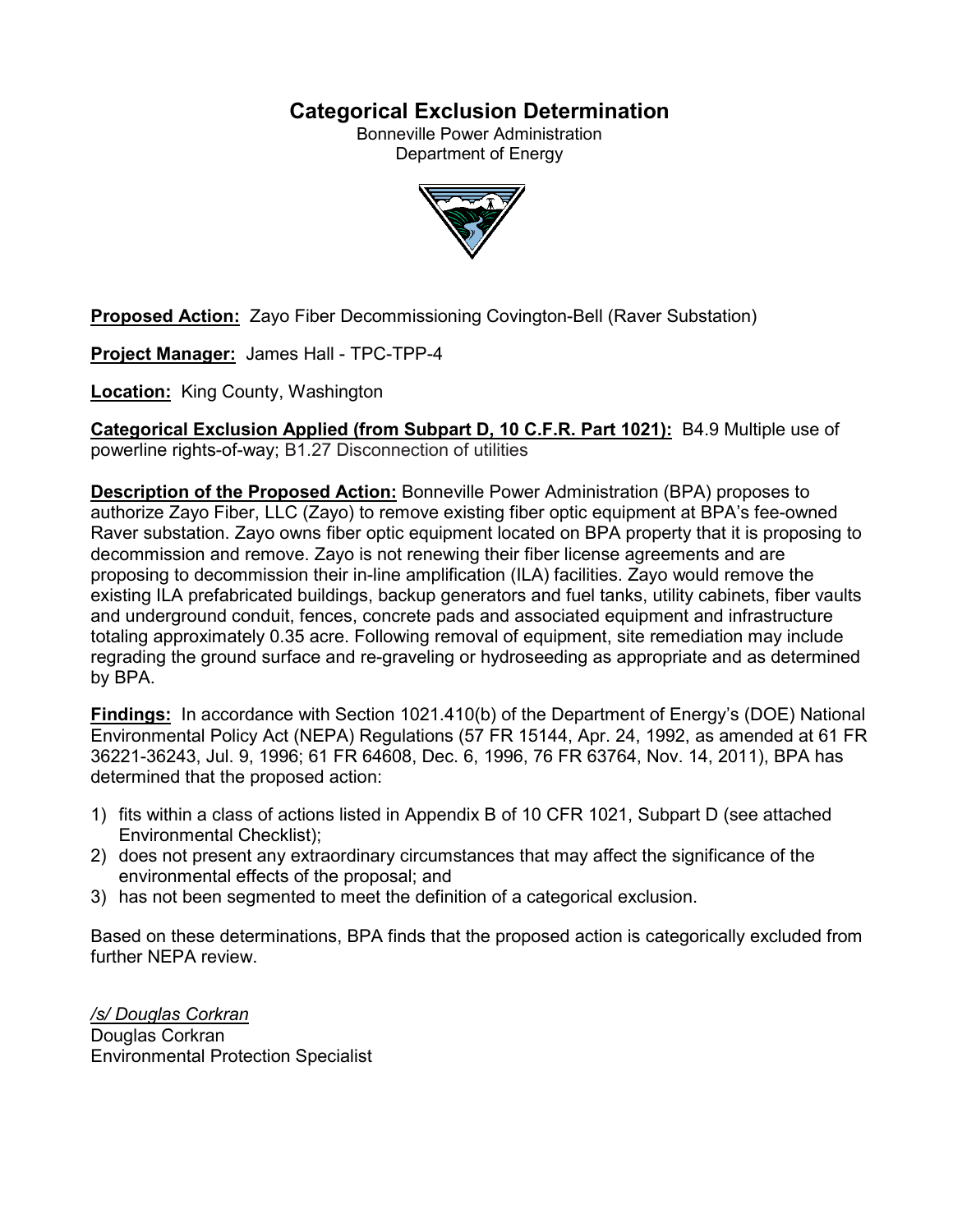# Categorical Exclusion Determination

Bonneville Power Administration
Department of Energy

**Proposed Action:** Zayo Fiber Decommissioning Covington-Bell (Raver Substation)

**Project Manager:** James Hall - TPC-TPP-4

**Location:** King County, Washington

**Categorical Exclusion Applied (from Subpart D, 10 C.F.R. Part 1021):** B4.9 Multiple use of powerline rights-of-way; B1.27 Disconnection of utilities

**Description of the Proposed Action:** Bonneville Power Administration (BPA) proposes to authorize Zayo Fiber, LLC (Zayo) to remove existing fiber optic equipment at BPA's fee-owned Raver substation. Zayo owns fiber optic equipment located on BPA property that it is proposing to decommission and remove. Zayo is not renewing their fiber license agreements and are proposing to decommission their in-line amplification (ILA) facilities. Zayo would remove the existing ILA prefabricated buildings, backup generators and fuel tanks, utility cabinets, fiber vaults and underground conduit, fences, concrete pads and associated equipment and infrastructure totaling approximately 0.35 acre. Following removal of equipment, site remediation may include regrading the ground surface and re-graveling or hydroseeding as appropriate and as determined by BPA.

**Findings:** In accordance with Section 1021.410(b) of the Department of Energy's (DOE) National Environmental Policy Act (NEPA) Regulations (57 FR 15144, Apr. 24, 1992, as amended at 61 FR 36221-36243, Jul. 9, 1996; 61 FR 64608, Dec. 6, 1996, 76 FR 63764, Nov. 14, 2011), BPA has determined that the proposed action:

1) fits within a class of actions listed in Appendix B of 10 CFR 1021, Subpart D (see attached Environmental Checklist);
2) does not present any extraordinary circumstances that may affect the significance of the environmental effects of the proposal; and
3) has not been segmented to meet the definition of a categorical exclusion.

Based on these determinations, BPA finds that the proposed action is categorically excluded from further NEPA review.

*/s/ Douglas Corkran*
Douglas Corkran
Environmental Protection Specialist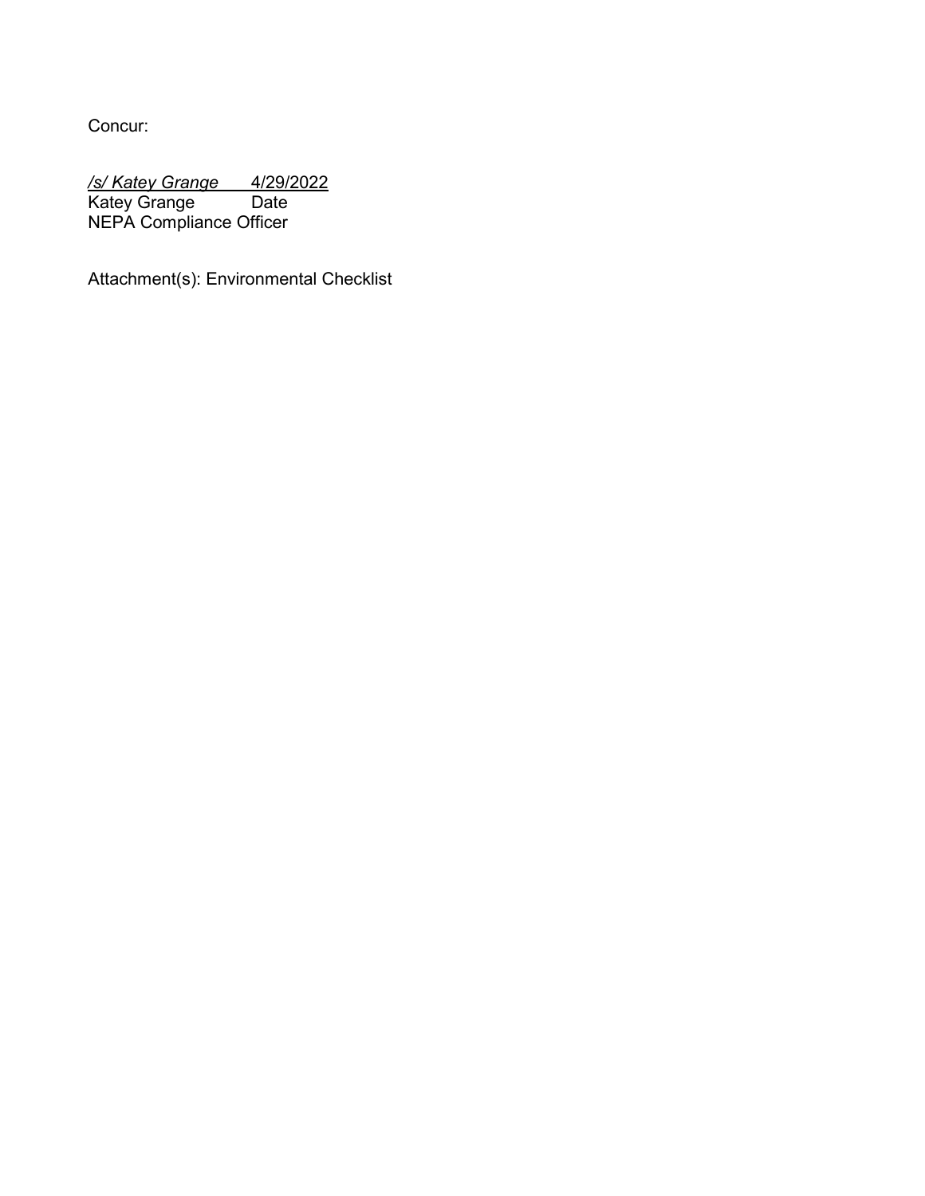Concur:

*/s/ Katey Grange* 4/29/2022
Katey Grange Date
NEPA Compliance Officer

Attachment(s): Environmental Checklist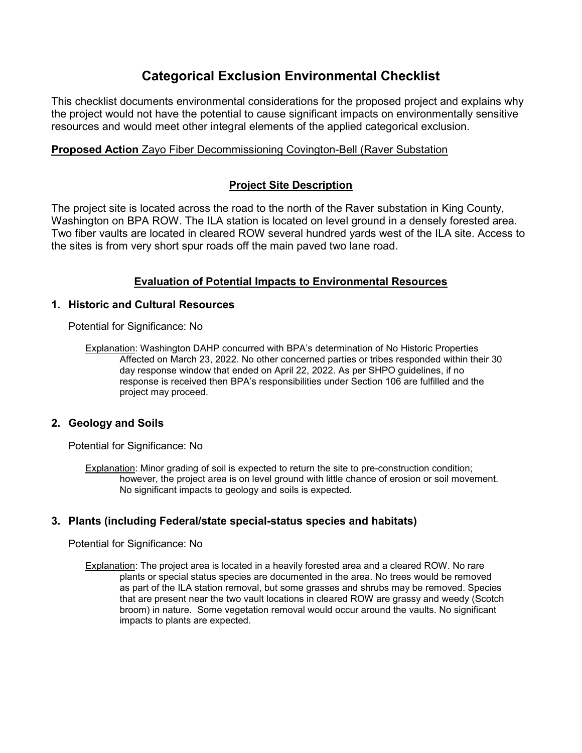# Categorical Exclusion Environmental Checklist

This checklist documents environmental considerations for the proposed project and explains why the project would not have the potential to cause significant impacts on environmentally sensitive resources and would meet other integral elements of the applied categorical exclusion.

**Proposed Action** Zayo Fiber Decommissioning Covington-Bell (Raver Substation

## Project Site Description

The project site is located across the road to the north of the Raver substation in King County, Washington on BPA ROW. The ILA station is located on level ground in a densely forested area. Two fiber vaults are located in cleared ROW several hundred yards west of the ILA site. Access to the sites is from very short spur roads off the main paved two lane road.

## Evaluation of Potential Impacts to Environmental Resources

### 1. Historic and Cultural Resources

Potential for Significance: No

Explanation: Washington DAHP concurred with BPA's determination of No Historic Properties Affected on March 23, 2022. No other concerned parties or tribes responded within their 30 day response window that ended on April 22, 2022. As per SHPO guidelines, if no response is received then BPA's responsibilities under Section 106 are fulfilled and the project may proceed.

### 2. Geology and Soils

Potential for Significance: No

Explanation: Minor grading of soil is expected to return the site to pre-construction condition; however, the project area is on level ground with little chance of erosion or soil movement. No significant impacts to geology and soils is expected.

### 3. Plants (including Federal/state special-status species and habitats)

Potential for Significance: No

Explanation: The project area is located in a heavily forested area and a cleared ROW. No rare plants or special status species are documented in the area. No trees would be removed as part of the ILA station removal, but some grasses and shrubs may be removed. Species that are present near the two vault locations in cleared ROW are grassy and weedy (Scotch broom) in nature. Some vegetation removal would occur around the vaults. No significant impacts to plants are expected.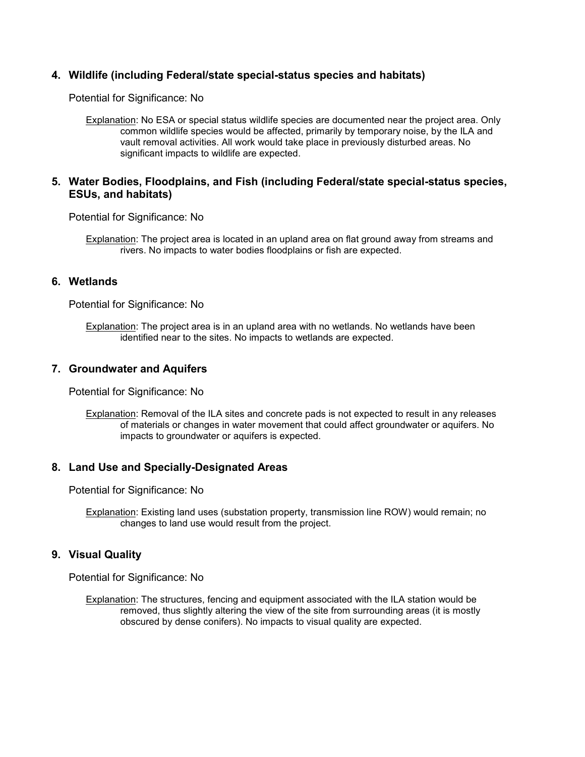## 4. Wildlife (including Federal/state special-status species and habitats)

Potential for Significance: No

Explanation: No ESA or special status wildlife species are documented near the project area. Only common wildlife species would be affected, primarily by temporary noise, by the ILA and vault removal activities. All work would take place in previously disturbed areas. No significant impacts to wildlife are expected.

## 5. Water Bodies, Floodplains, and Fish (including Federal/state special-status species, ESUs, and habitats)

Potential for Significance: No

Explanation: The project area is located in an upland area on flat ground away from streams and rivers. No impacts to water bodies floodplains or fish are expected.

## 6. Wetlands

Potential for Significance: No

Explanation: The project area is in an upland area with no wetlands. No wetlands have been identified near to the sites. No impacts to wetlands are expected.

## 7. Groundwater and Aquifers

Potential for Significance: No

Explanation: Removal of the ILA sites and concrete pads is not expected to result in any releases of materials or changes in water movement that could affect groundwater or aquifers. No impacts to groundwater or aquifers is expected.

## 8. Land Use and Specially-Designated Areas

Potential for Significance: No

Explanation: Existing land uses (substation property, transmission line ROW) would remain; no changes to land use would result from the project.

## 9. Visual Quality

Potential for Significance: No

Explanation: The structures, fencing and equipment associated with the ILA station would be removed, thus slightly altering the view of the site from surrounding areas (it is mostly obscured by dense conifers). No impacts to visual quality are expected.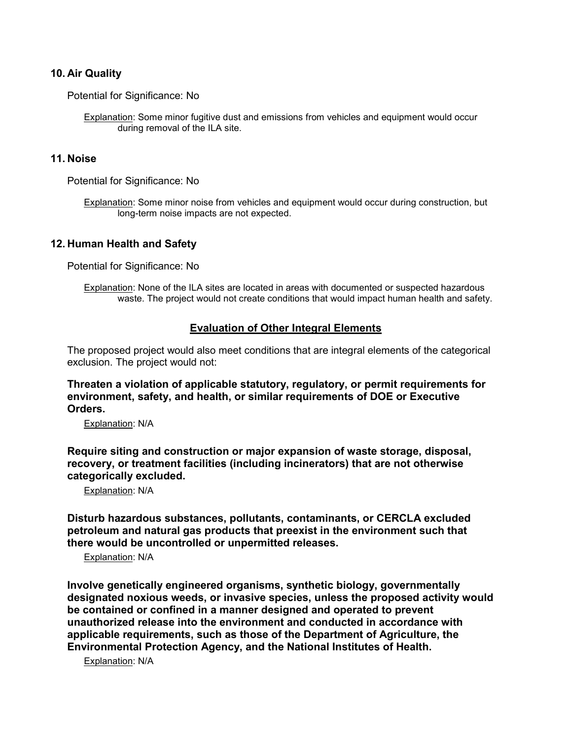## 10. Air Quality

Potential for Significance: No

Explanation: Some minor fugitive dust and emissions from vehicles and equipment would occur during removal of the ILA site.

## 11. Noise

Potential for Significance: No

Explanation: Some minor noise from vehicles and equipment would occur during construction, but long-term noise impacts are not expected.

## 12. Human Health and Safety

Potential for Significance: No

Explanation: None of the ILA sites are located in areas with documented or suspected hazardous waste. The project would not create conditions that would impact human health and safety.

## Evaluation of Other Integral Elements

The proposed project would also meet conditions that are integral elements of the categorical exclusion. The project would not:

**Threaten a violation of applicable statutory, regulatory, or permit requirements for environment, safety, and health, or similar requirements of DOE or Executive Orders.**

Explanation: N/A

**Require siting and construction or major expansion of waste storage, disposal, recovery, or treatment facilities (including incinerators) that are not otherwise categorically excluded.**

Explanation: N/A

**Disturb hazardous substances, pollutants, contaminants, or CERCLA excluded petroleum and natural gas products that preexist in the environment such that there would be uncontrolled or unpermitted releases.**

Explanation: N/A

**Involve genetically engineered organisms, synthetic biology, governmentally designated noxious weeds, or invasive species, unless the proposed activity would be contained or confined in a manner designed and operated to prevent unauthorized release into the environment and conducted in accordance with applicable requirements, such as those of the Department of Agriculture, the Environmental Protection Agency, and the National Institutes of Health.**

Explanation: N/A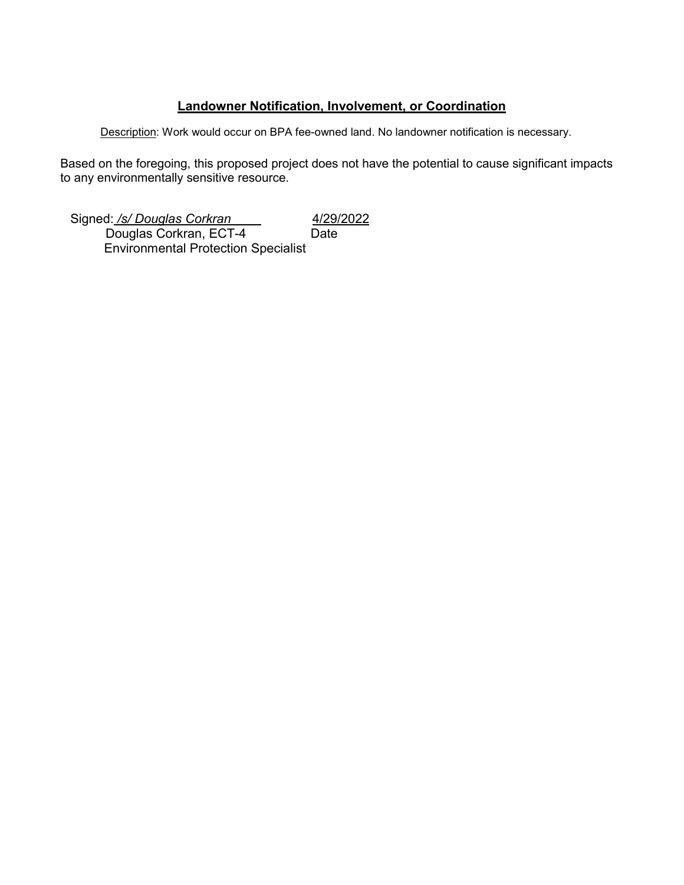## **Landowner Notification, Involvement, or Coordination**

Description: Work would occur on BPA fee-owned land. No landowner notification is necessary.

Based on the foregoing, this proposed project does not have the potential to cause significant impacts to any environmentally sensitive resource.

Signed: */s/ Douglas Corkran* 4/29/2022
Douglas Corkran, ECT-4 Date
Environmental Protection Specialist